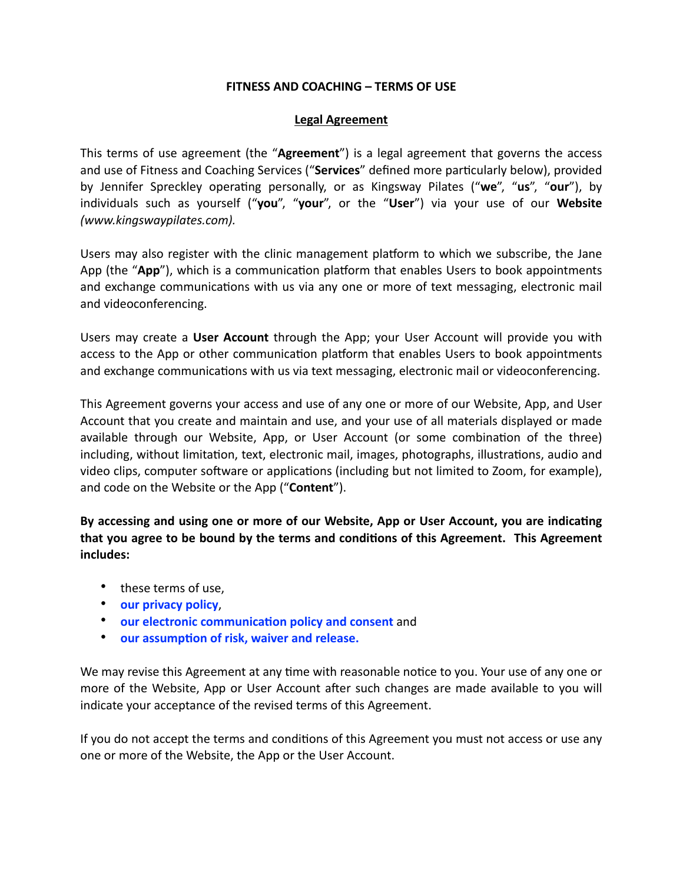# FITNESS AND COACHING – TERMS OF USE

## Legal Agreement

This terms of use agreement (the "**Agreement**") is a legal agreement that governs the access and use of Fitness and Coaching Services ("**Services**" defined more particularly below), provided by Jennifer Spreckley operating personally, or as Kingsway Pilates ("**we**", "**us**", "**our**"), by individuals such as yourself ("**you**", "**your**", or the "**User**") via your use of our **Website** *(www.kingswaypilates.com).*

Users may also register with the clinic management platform to which we subscribe, the Jane App (the "**App**"), which is a communication platform that enables Users to book appointments and exchange communications with us via any one or more of text messaging, electronic mail and videoconferencing.

Users may create a **User Account** through the App; your User Account will provide you with access to the App or other communication platform that enables Users to book appointments and exchange communications with us via text messaging, electronic mail or videoconferencing.

This Agreement governs your access and use of any one or more of our Website, App, and User Account that you create and maintain and use, and your use of all materials displayed or made available through our Website, App, or User Account (or some combination of the three) including, without limitation, text, electronic mail, images, photographs, illustrations, audio and video clips, computer software or applications (including but not limited to Zoom, for example), and code on the Website or the App ("**Content**").

**By accessing and using one or more of our Website, App or User Account, you are indicating that you agree to be bound by the terms and conditions of this Agreement. This Agreement includes:**

- these terms of use,
- **our privacy policy**,
- **our electronic communication policy and consent** and
- **our assumption of risk, waiver and release.**

We may revise this Agreement at any time with reasonable notice to you. Your use of any one or more of the Website, App or User Account after such changes are made available to you will indicate your acceptance of the revised terms of this Agreement.

If you do not accept the terms and conditions of this Agreement you must not access or use any one or more of the Website, the App or the User Account.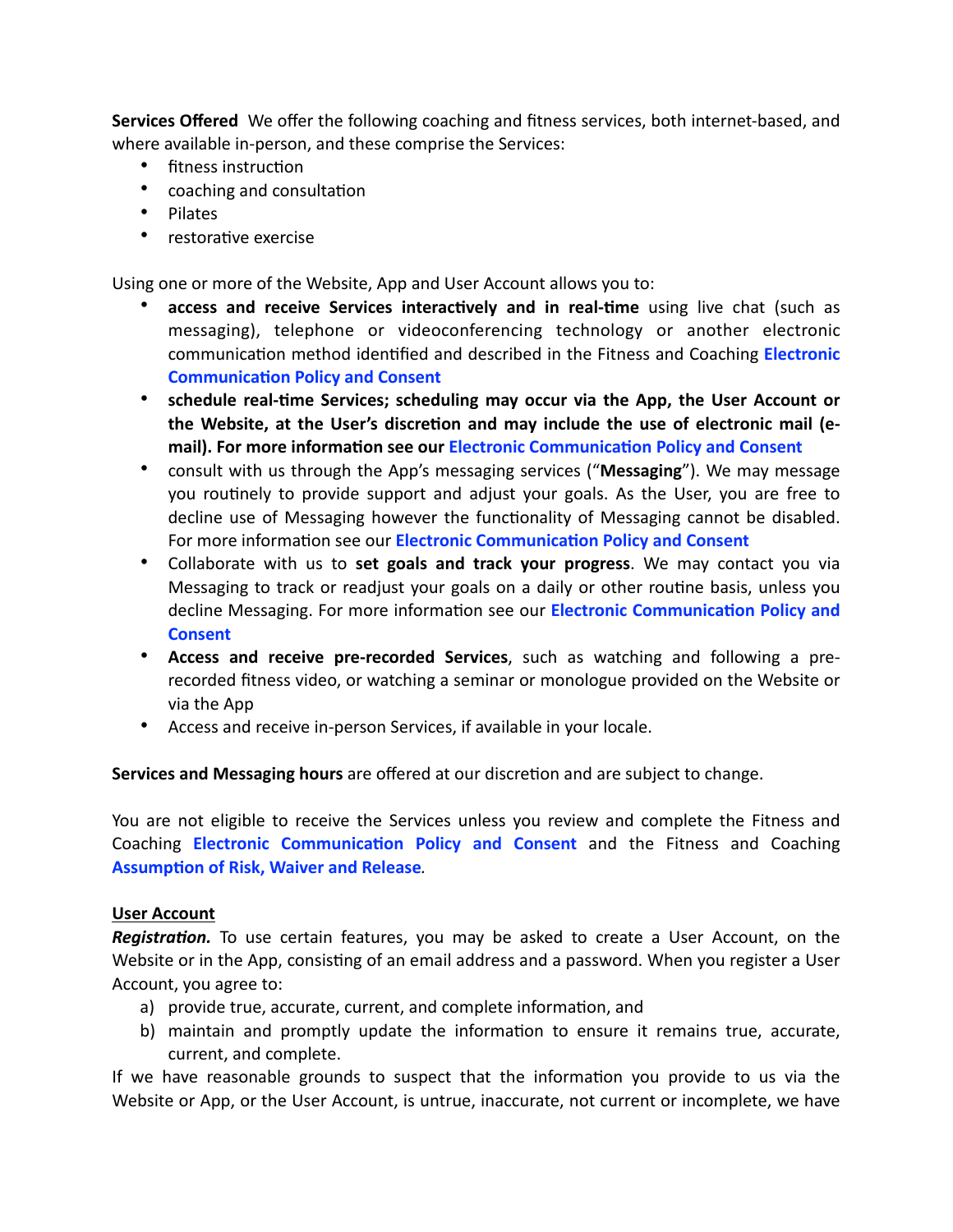**Services Offered** We offer the following coaching and fitness services, both internet-based, and where available in-person, and these comprise the Services:

- fitness instruction
- coaching and consultation
- Pilates
- restorative exercise

Using one or more of the Website, App and User Account allows you to:

- **access and receive Services interactively and in real-time** using live chat (such as messaging), telephone or videoconferencing technology or another electronic communication method identified and described in the Fitness and Coaching **Electronic Communication Policy and Consent**
- **schedule real-time Services; scheduling may occur via the App, the User Account or the Website, at the User's discretion and may include the use of electronic mail (e-mail). For more information see our Electronic Communication Policy and Consent**
- consult with us through the App's messaging services ("**Messaging**"). We may message you routinely to provide support and adjust your goals. As the User, you are free to decline use of Messaging however the functionality of Messaging cannot be disabled. For more information see our **Electronic Communication Policy and Consent**
- Collaborate with us to **set goals and track your progress**. We may contact you via Messaging to track or readjust your goals on a daily or other routine basis, unless you decline Messaging. For more information see our **Electronic Communication Policy and Consent**
- **Access and receive pre-recorded Services**, such as watching and following a pre-recorded fitness video, or watching a seminar or monologue provided on the Website or via the App
- Access and receive in-person Services, if available in your locale.

**Services and Messaging hours** are offered at our discretion and are subject to change.

You are not eligible to receive the Services unless you review and complete the Fitness and Coaching **Electronic Communication Policy and Consent** and the Fitness and Coaching **Assumption of Risk, Waiver and Release**.

## User Account

***Registration.*** To use certain features, you may be asked to create a User Account, on the Website or in the App, consisting of an email address and a password. When you register a User Account, you agree to:

a) provide true, accurate, current, and complete information, and
b) maintain and promptly update the information to ensure it remains true, accurate, current, and complete.

If we have reasonable grounds to suspect that the information you provide to us via the Website or App, or the User Account, is untrue, inaccurate, not current or incomplete, we have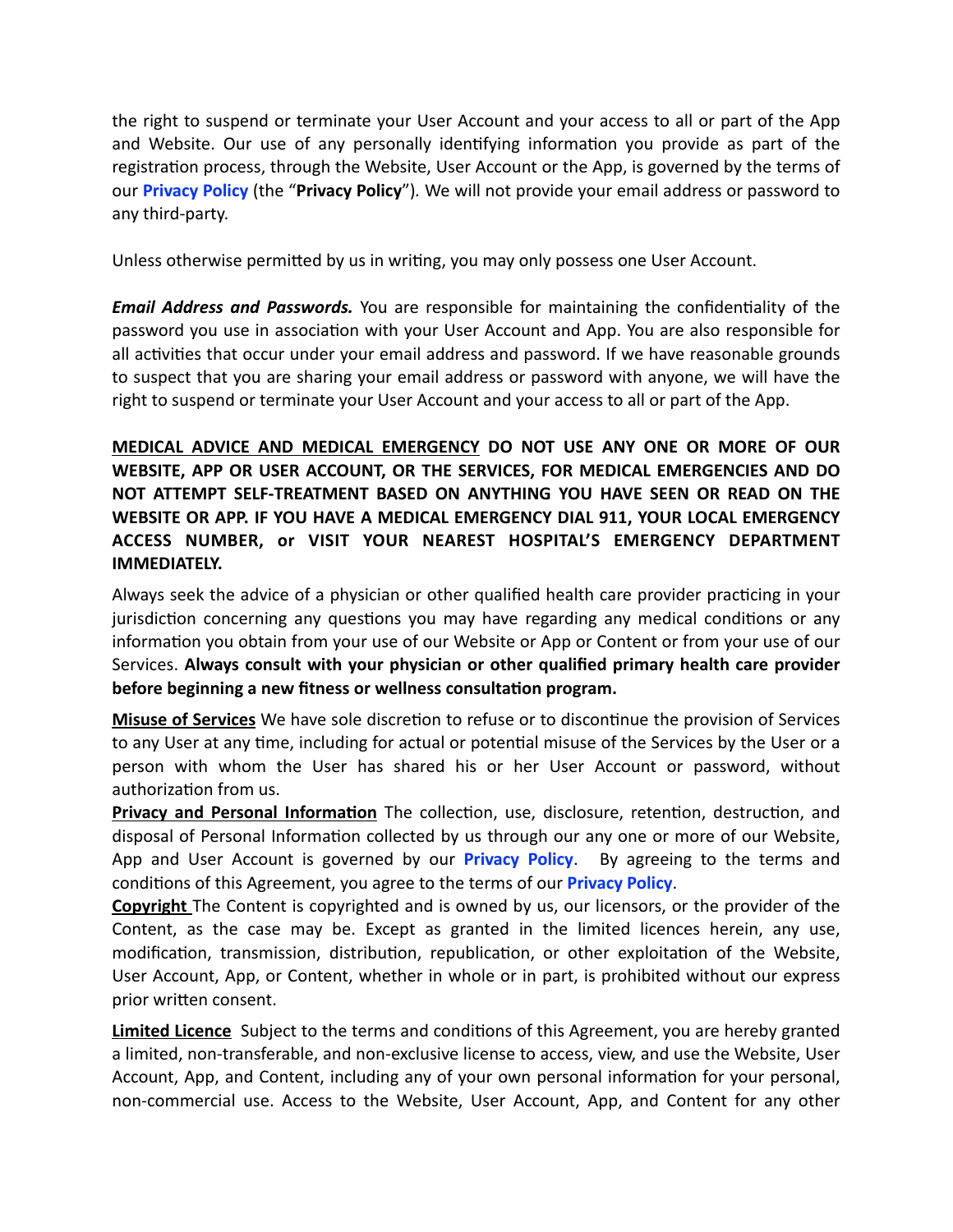the right to suspend or terminate your User Account and your access to all or part of the App and Website. Our use of any personally identifying information you provide as part of the registration process, through the Website, User Account or the App, is governed by the terms of our **Privacy Policy** (the "**Privacy Policy**"). We will not provide your email address or password to any third-party.

Unless otherwise permitted by us in writing, you may only possess one User Account.

***Email Address and Passwords.*** You are responsible for maintaining the confidentiality of the password you use in association with your User Account and App. You are also responsible for all activities that occur under your email address and password. If we have reasonable grounds to suspect that you are sharing your email address or password with anyone, we will have the right to suspend or terminate your User Account and your access to all or part of the App.

**MEDICAL ADVICE AND MEDICAL EMERGENCY DO NOT USE ANY ONE OR MORE OF OUR WEBSITE, APP OR USER ACCOUNT, OR THE SERVICES, FOR MEDICAL EMERGENCIES AND DO NOT ATTEMPT SELF-TREATMENT BASED ON ANYTHING YOU HAVE SEEN OR READ ON THE WEBSITE OR APP. IF YOU HAVE A MEDICAL EMERGENCY DIAL 911, YOUR LOCAL EMERGENCY ACCESS NUMBER, or VISIT YOUR NEAREST HOSPITAL'S EMERGENCY DEPARTMENT IMMEDIATELY.**

Always seek the advice of a physician or other qualified health care provider practicing in your jurisdiction concerning any questions you may have regarding any medical conditions or any information you obtain from your use of our Website or App or Content or from your use of our Services. **Always consult with your physician or other qualified primary health care provider before beginning a new fitness or wellness consultation program.**

**Misuse of Services** We have sole discretion to refuse or to discontinue the provision of Services to any User at any time, including for actual or potential misuse of the Services by the User or a person with whom the User has shared his or her User Account or password, without authorization from us.

**Privacy and Personal Information** The collection, use, disclosure, retention, destruction, and disposal of Personal Information collected by us through our any one or more of our Website, App and User Account is governed by our **Privacy Policy**. By agreeing to the terms and conditions of this Agreement, you agree to the terms of our **Privacy Policy**.

**Copyright** The Content is copyrighted and is owned by us, our licensors, or the provider of the Content, as the case may be. Except as granted in the limited licences herein, any use, modification, transmission, distribution, republication, or other exploitation of the Website, User Account, App, or Content, whether in whole or in part, is prohibited without our express prior written consent.

**Limited Licence** Subject to the terms and conditions of this Agreement, you are hereby granted a limited, non-transferable, and non-exclusive license to access, view, and use the Website, User Account, App, and Content, including any of your own personal information for your personal, non-commercial use. Access to the Website, User Account, App, and Content for any other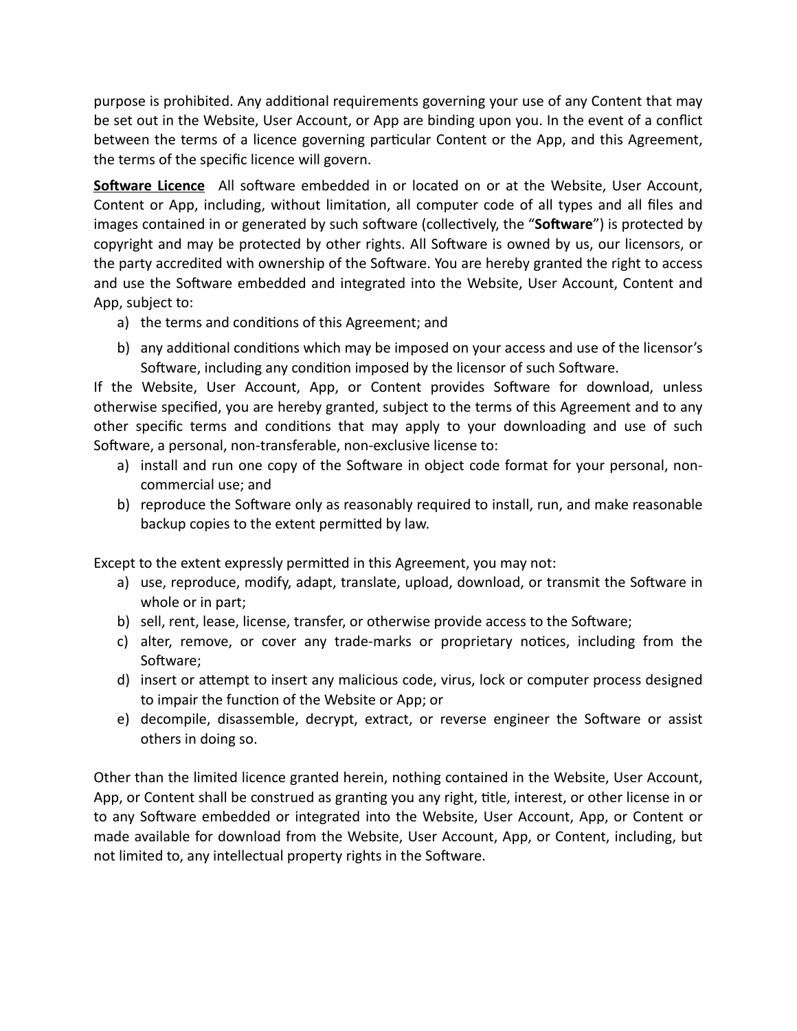purpose is prohibited. Any additional requirements governing your use of any Content that may be set out in the Website, User Account, or App are binding upon you. In the event of a conflict between the terms of a licence governing particular Content or the App, and this Agreement, the terms of the specific licence will govern.

**Software Licence** All software embedded in or located on or at the Website, User Account, Content or App, including, without limitation, all computer code of all types and all files and images contained in or generated by such software (collectively, the "**Software**") is protected by copyright and may be protected by other rights. All Software is owned by us, our licensors, or the party accredited with ownership of the Software. You are hereby granted the right to access and use the Software embedded and integrated into the Website, User Account, Content and App, subject to:

a) the terms and conditions of this Agreement; and
b) any additional conditions which may be imposed on your access and use of the licensor's Software, including any condition imposed by the licensor of such Software.

If the Website, User Account, App, or Content provides Software for download, unless otherwise specified, you are hereby granted, subject to the terms of this Agreement and to any other specific terms and conditions that may apply to your downloading and use of such Software, a personal, non-transferable, non-exclusive license to:

a) install and run one copy of the Software in object code format for your personal, non-commercial use; and
b) reproduce the Software only as reasonably required to install, run, and make reasonable backup copies to the extent permitted by law.

Except to the extent expressly permitted in this Agreement, you may not:

a) use, reproduce, modify, adapt, translate, upload, download, or transmit the Software in whole or in part;
b) sell, rent, lease, license, transfer, or otherwise provide access to the Software;
c) alter, remove, or cover any trade-marks or proprietary notices, including from the Software;
d) insert or attempt to insert any malicious code, virus, lock or computer process designed to impair the function of the Website or App; or
e) decompile, disassemble, decrypt, extract, or reverse engineer the Software or assist others in doing so.

Other than the limited licence granted herein, nothing contained in the Website, User Account, App, or Content shall be construed as granting you any right, title, interest, or other license in or to any Software embedded or integrated into the Website, User Account, App, or Content or made available for download from the Website, User Account, App, or Content, including, but not limited to, any intellectual property rights in the Software.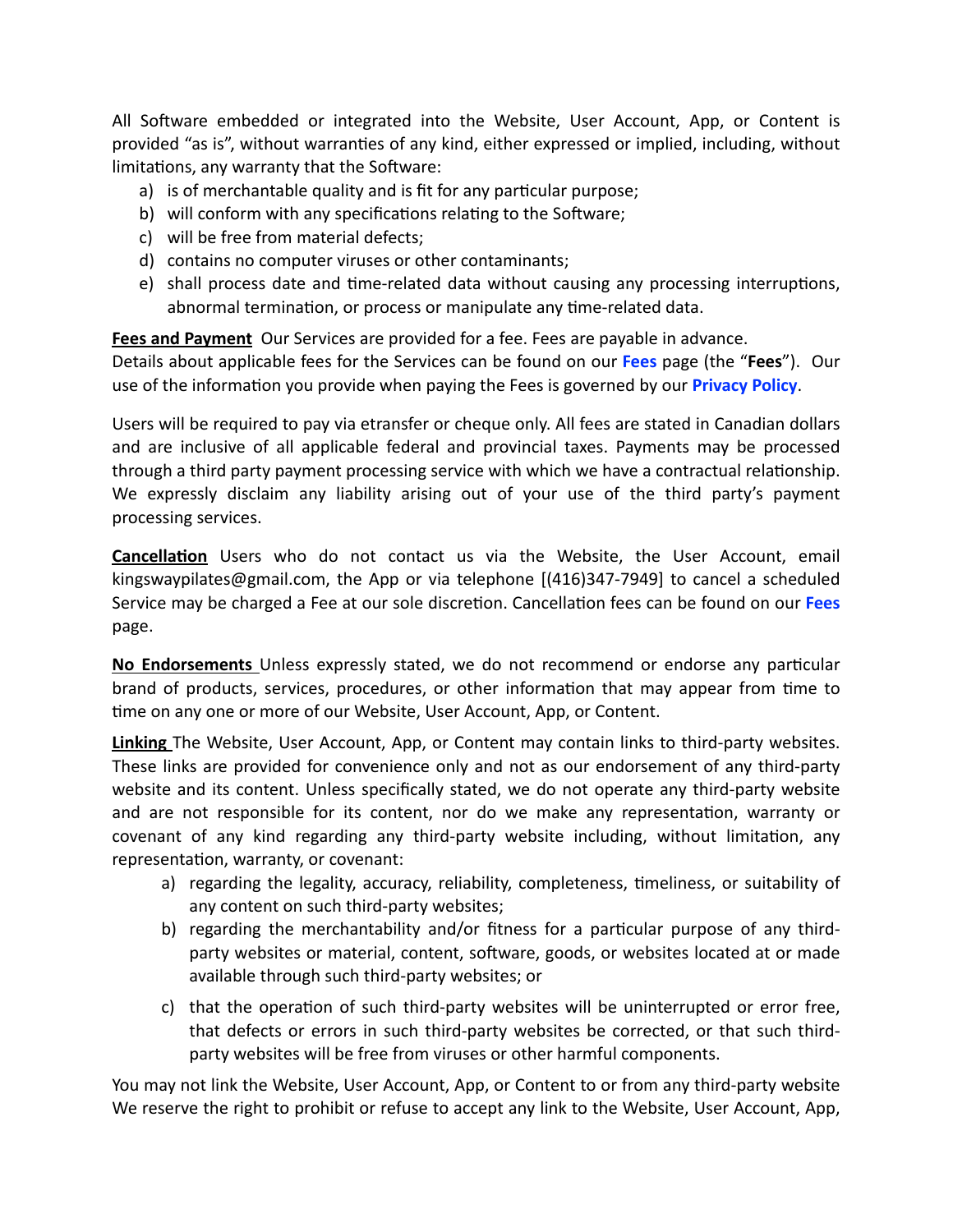All Software embedded or integrated into the Website, User Account, App, or Content is provided "as is", without warranties of any kind, either expressed or implied, including, without limitations, any warranty that the Software:

a) is of merchantable quality and is fit for any particular purpose;
b) will conform with any specifications relating to the Software;
c) will be free from material defects;
d) contains no computer viruses or other contaminants;
e) shall process date and time-related data without causing any processing interruptions, abnormal termination, or process or manipulate any time-related data.

**Fees and Payment** Our Services are provided for a fee. Fees are payable in advance. Details about applicable fees for the Services can be found on our **Fees** page (the "**Fees**"). Our use of the information you provide when paying the Fees is governed by our **Privacy Policy**.

Users will be required to pay via etransfer or cheque only. All fees are stated in Canadian dollars and are inclusive of all applicable federal and provincial taxes. Payments may be processed through a third party payment processing service with which we have a contractual relationship. We expressly disclaim any liability arising out of your use of the third party's payment processing services.

**Cancellation** Users who do not contact us via the Website, the User Account, email kingswaypilates@gmail.com, the App or via telephone [(416)347-7949] to cancel a scheduled Service may be charged a Fee at our sole discretion. Cancellation fees can be found on our **Fees** page.

**No Endorsements** Unless expressly stated, we do not recommend or endorse any particular brand of products, services, procedures, or other information that may appear from time to time on any one or more of our Website, User Account, App, or Content.

**Linking** The Website, User Account, App, or Content may contain links to third-party websites. These links are provided for convenience only and not as our endorsement of any third-party website and its content. Unless specifically stated, we do not operate any third-party website and are not responsible for its content, nor do we make any representation, warranty or covenant of any kind regarding any third-party website including, without limitation, any representation, warranty, or covenant:

a) regarding the legality, accuracy, reliability, completeness, timeliness, or suitability of any content on such third-party websites;
b) regarding the merchantability and/or fitness for a particular purpose of any third-party websites or material, content, software, goods, or websites located at or made available through such third-party websites; or
c) that the operation of such third-party websites will be uninterrupted or error free, that defects or errors in such third-party websites be corrected, or that such third-party websites will be free from viruses or other harmful components.

You may not link the Website, User Account, App, or Content to or from any third-party website We reserve the right to prohibit or refuse to accept any link to the Website, User Account, App,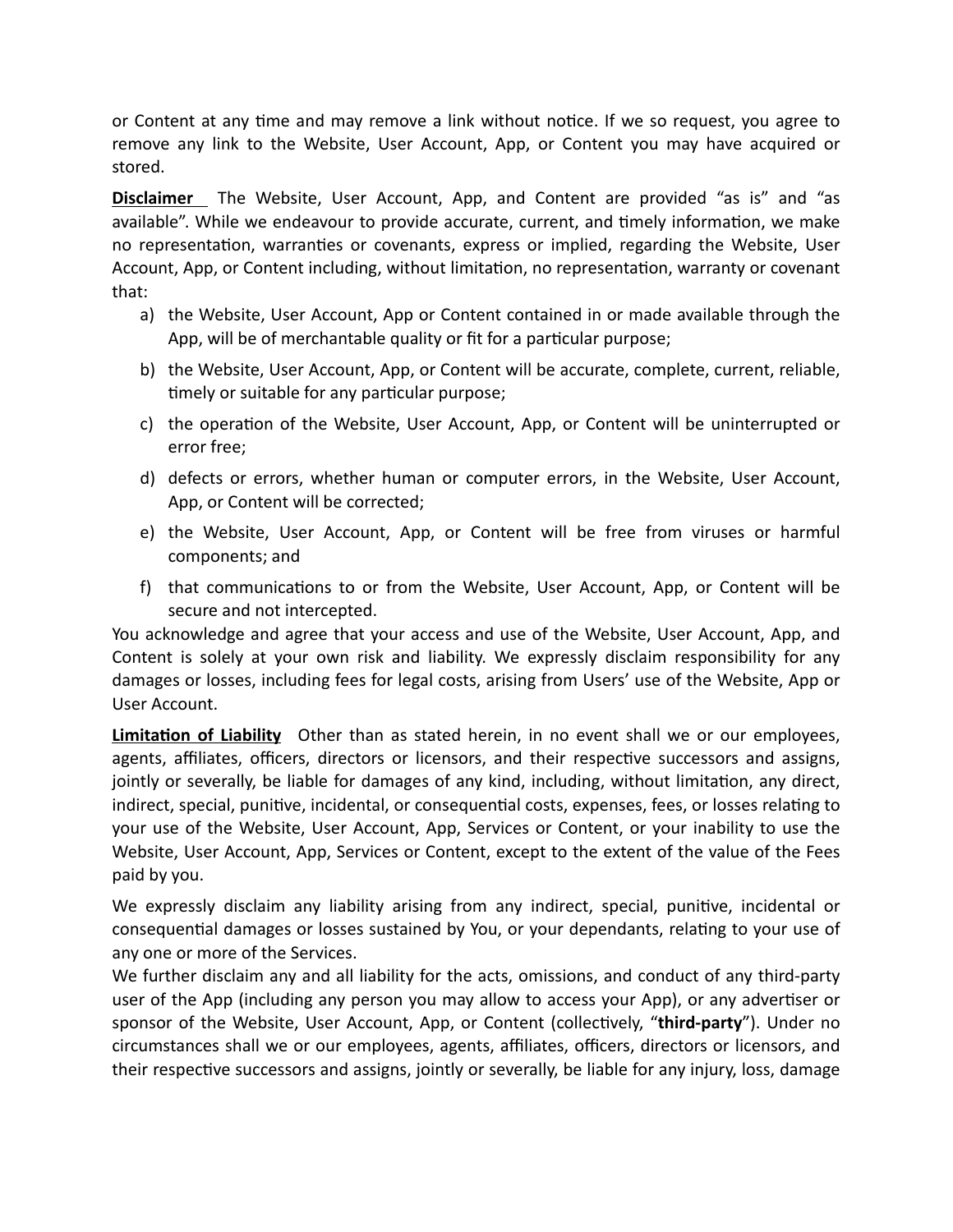or Content at any time and may remove a link without notice. If we so request, you agree to remove any link to the Website, User Account, App, or Content you may have acquired or stored.

**<u>Disclaimer</u>** The Website, User Account, App, and Content are provided "as is" and "as available". While we endeavour to provide accurate, current, and timely information, we make no representation, warranties or covenants, express or implied, regarding the Website, User Account, App, or Content including, without limitation, no representation, warranty or covenant that:

a) the Website, User Account, App or Content contained in or made available through the App, will be of merchantable quality or fit for a particular purpose;
b) the Website, User Account, App, or Content will be accurate, complete, current, reliable, timely or suitable for any particular purpose;
c) the operation of the Website, User Account, App, or Content will be uninterrupted or error free;
d) defects or errors, whether human or computer errors, in the Website, User Account, App, or Content will be corrected;
e) the Website, User Account, App, or Content will be free from viruses or harmful components; and
f) that communications to or from the Website, User Account, App, or Content will be secure and not intercepted.

You acknowledge and agree that your access and use of the Website, User Account, App, and Content is solely at your own risk and liability. We expressly disclaim responsibility for any damages or losses, including fees for legal costs, arising from Users' use of the Website, App or User Account.

**<u>Limitation of Liability</u>** Other than as stated herein, in no event shall we or our employees, agents, affiliates, officers, directors or licensors, and their respective successors and assigns, jointly or severally, be liable for damages of any kind, including, without limitation, any direct, indirect, special, punitive, incidental, or consequential costs, expenses, fees, or losses relating to your use of the Website, User Account, App, Services or Content, or your inability to use the Website, User Account, App, Services or Content, except to the extent of the value of the Fees paid by you.

We expressly disclaim any liability arising from any indirect, special, punitive, incidental or consequential damages or losses sustained by You, or your dependants, relating to your use of any one or more of the Services.

We further disclaim any and all liability for the acts, omissions, and conduct of any third-party user of the App (including any person you may allow to access your App), or any advertiser or sponsor of the Website, User Account, App, or Content (collectively, "**third-party**"). Under no circumstances shall we or our employees, agents, affiliates, officers, directors or licensors, and their respective successors and assigns, jointly or severally, be liable for any injury, loss, damage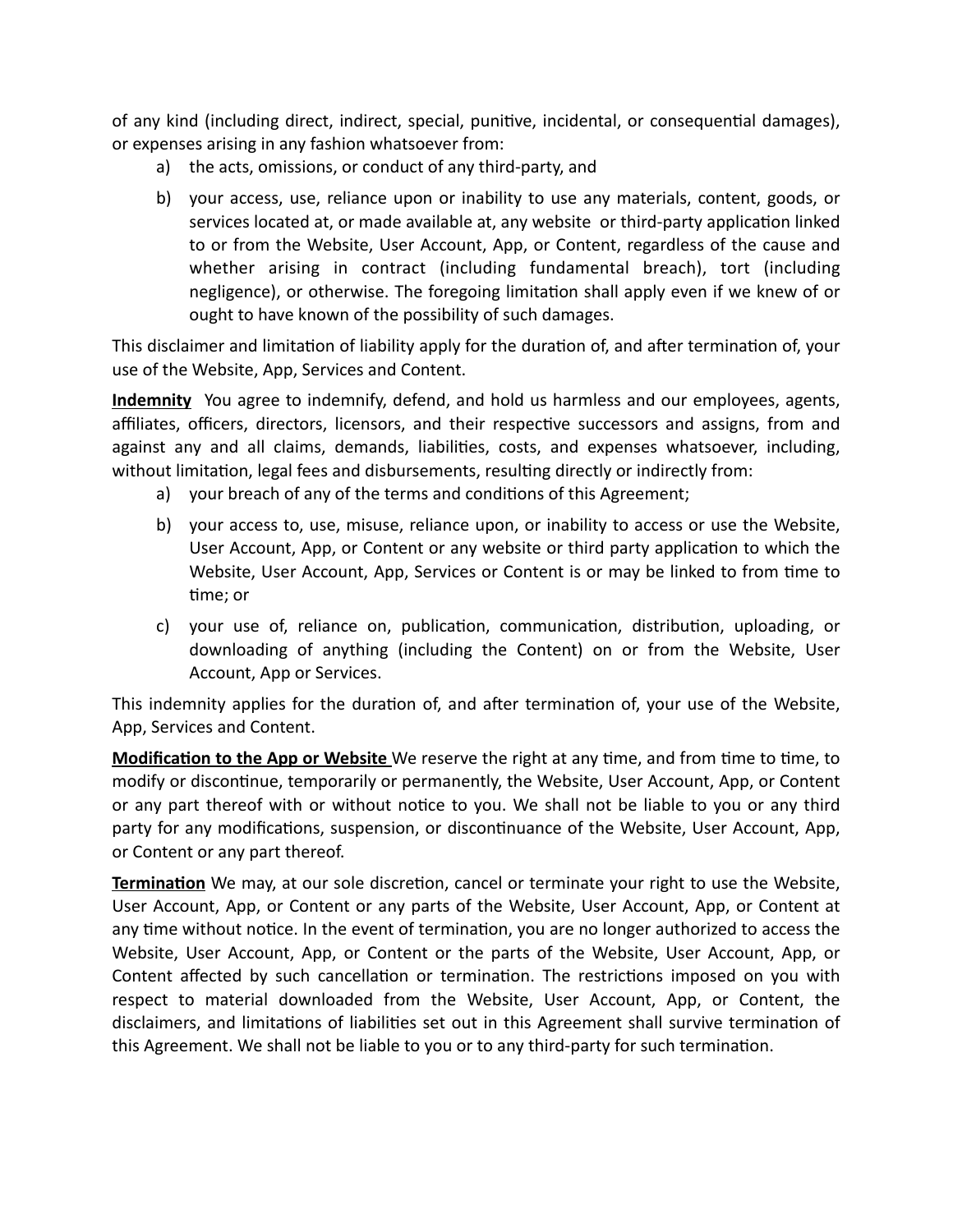of any kind (including direct, indirect, special, punitive, incidental, or consequential damages), or expenses arising in any fashion whatsoever from:

a) the acts, omissions, or conduct of any third-party, and

b) your access, use, reliance upon or inability to use any materials, content, goods, or services located at, or made available at, any website or third-party application linked to or from the Website, User Account, App, or Content, regardless of the cause and whether arising in contract (including fundamental breach), tort (including negligence), or otherwise. The foregoing limitation shall apply even if we knew of or ought to have known of the possibility of such damages.

This disclaimer and limitation of liability apply for the duration of, and after termination of, your use of the Website, App, Services and Content.

**Indemnity** You agree to indemnify, defend, and hold us harmless and our employees, agents, affiliates, officers, directors, licensors, and their respective successors and assigns, from and against any and all claims, demands, liabilities, costs, and expenses whatsoever, including, without limitation, legal fees and disbursements, resulting directly or indirectly from:

a) your breach of any of the terms and conditions of this Agreement;

b) your access to, use, misuse, reliance upon, or inability to access or use the Website, User Account, App, or Content or any website or third party application to which the Website, User Account, App, Services or Content is or may be linked to from time to time; or

c) your use of, reliance on, publication, communication, distribution, uploading, or downloading of anything (including the Content) on or from the Website, User Account, App or Services.

This indemnity applies for the duration of, and after termination of, your use of the Website, App, Services and Content.

**Modification to the App or Website** We reserve the right at any time, and from time to time, to modify or discontinue, temporarily or permanently, the Website, User Account, App, or Content or any part thereof with or without notice to you. We shall not be liable to you or any third party for any modifications, suspension, or discontinuance of the Website, User Account, App, or Content or any part thereof.

**Termination** We may, at our sole discretion, cancel or terminate your right to use the Website, User Account, App, or Content or any parts of the Website, User Account, App, or Content at any time without notice. In the event of termination, you are no longer authorized to access the Website, User Account, App, or Content or the parts of the Website, User Account, App, or Content affected by such cancellation or termination. The restrictions imposed on you with respect to material downloaded from the Website, User Account, App, or Content, the disclaimers, and limitations of liabilities set out in this Agreement shall survive termination of this Agreement. We shall not be liable to you or to any third-party for such termination.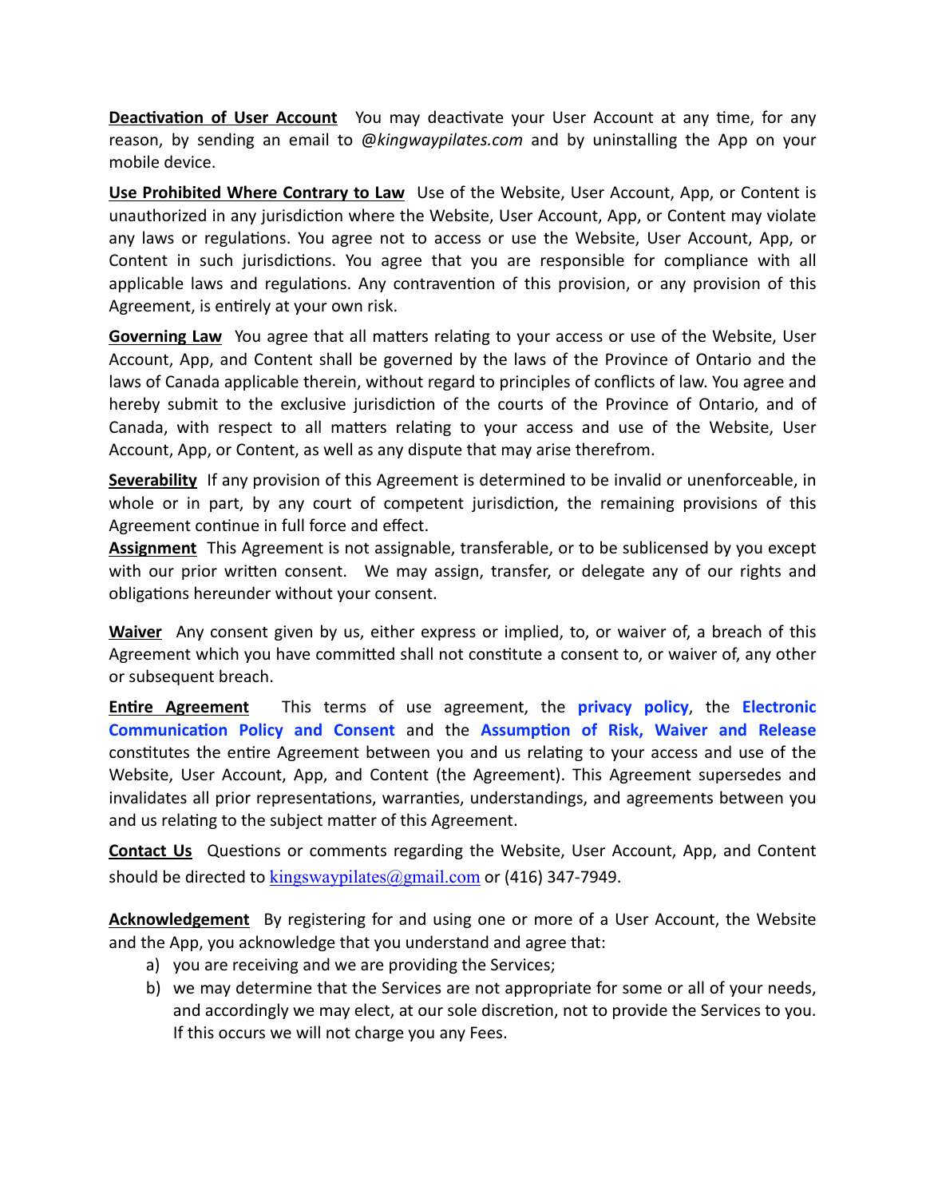**Deactivation of User Account** You may deactivate your User Account at any time, for any reason, by sending an email to *@kingwaypilates.com* and by uninstalling the App on your mobile device.

**Use Prohibited Where Contrary to Law** Use of the Website, User Account, App, or Content is unauthorized in any jurisdiction where the Website, User Account, App, or Content may violate any laws or regulations. You agree not to access or use the Website, User Account, App, or Content in such jurisdictions. You agree that you are responsible for compliance with all applicable laws and regulations. Any contravention of this provision, or any provision of this Agreement, is entirely at your own risk.

**Governing Law** You agree that all matters relating to your access or use of the Website, User Account, App, and Content shall be governed by the laws of the Province of Ontario and the laws of Canada applicable therein, without regard to principles of conflicts of law. You agree and hereby submit to the exclusive jurisdiction of the courts of the Province of Ontario, and of Canada, with respect to all matters relating to your access and use of the Website, User Account, App, or Content, as well as any dispute that may arise therefrom.

**Severability** If any provision of this Agreement is determined to be invalid or unenforceable, in whole or in part, by any court of competent jurisdiction, the remaining provisions of this Agreement continue in full force and effect.

**Assignment** This Agreement is not assignable, transferable, or to be sublicensed by you except with our prior written consent. We may assign, transfer, or delegate any of our rights and obligations hereunder without your consent.

**Waiver** Any consent given by us, either express or implied, to, or waiver of, a breach of this Agreement which you have committed shall not constitute a consent to, or waiver of, any other or subsequent breach.

**Entire Agreement** This terms of use agreement, the **privacy policy**, the **Electronic Communication Policy and Consent** and the **Assumption of Risk, Waiver and Release** constitutes the entire Agreement between you and us relating to your access and use of the Website, User Account, App, and Content (the Agreement). This Agreement supersedes and invalidates all prior representations, warranties, understandings, and agreements between you and us relating to the subject matter of this Agreement.

**Contact Us** Questions or comments regarding the Website, User Account, App, and Content should be directed to kingswaypilates@gmail.com or (416) 347-7949.

**Acknowledgement** By registering for and using one or more of a User Account, the Website and the App, you acknowledge that you understand and agree that:

a) you are receiving and we are providing the Services;
b) we may determine that the Services are not appropriate for some or all of your needs, and accordingly we may elect, at our sole discretion, not to provide the Services to you. If this occurs we will not charge you any Fees.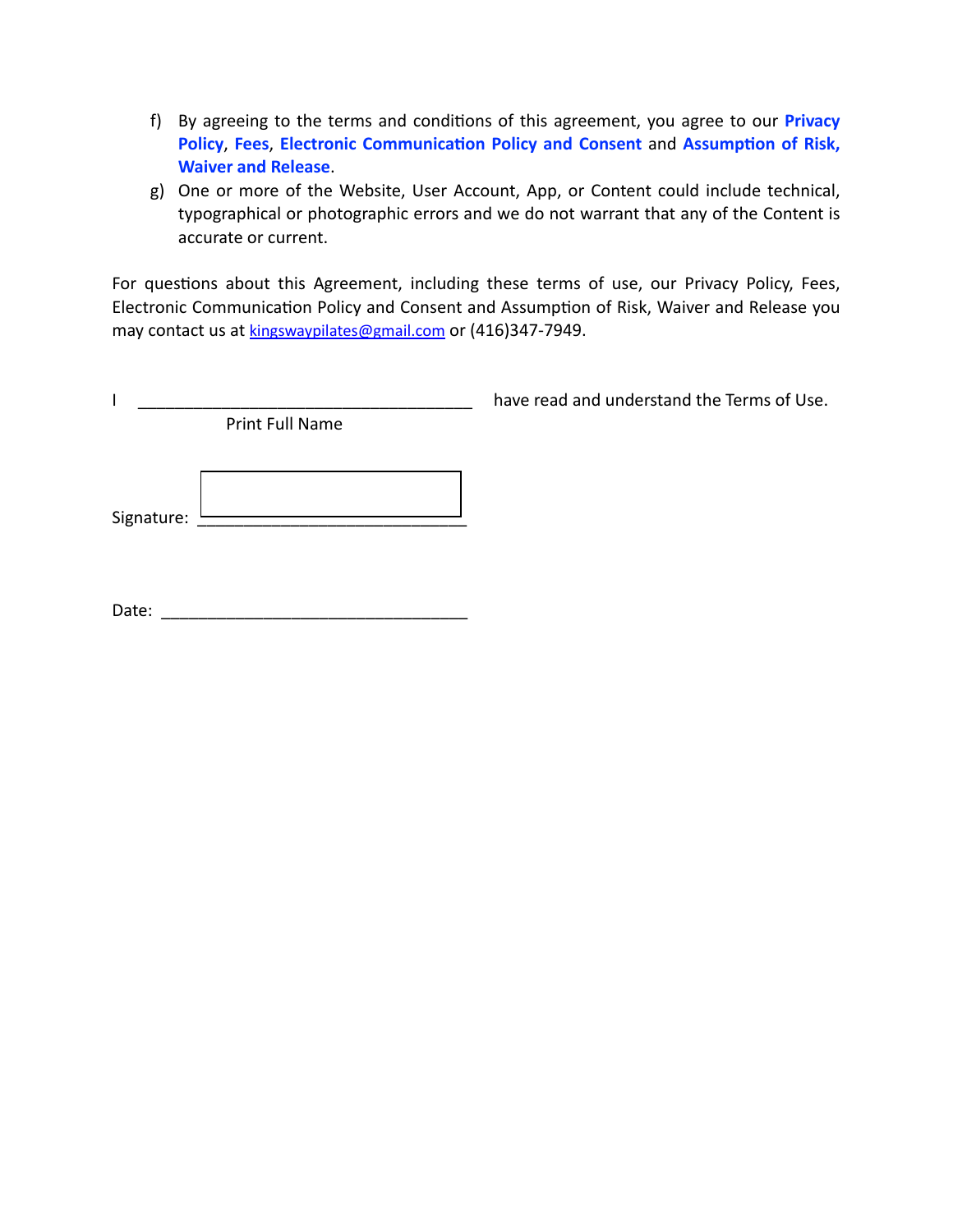f) By agreeing to the terms and conditions of this agreement, you agree to our **Privacy Policy**, **Fees**, **Electronic Communication Policy and Consent** and **Assumption of Risk, Waiver and Release**.

g) One or more of the Website, User Account, App, or Content could include technical, typographical or photographic errors and we do not warrant that any of the Content is accurate or current.

For questions about this Agreement, including these terms of use, our Privacy Policy, Fees, Electronic Communication Policy and Consent and Assumption of Risk, Waiver and Release you may contact us at kingswaypilates@gmail.com or (416)347-7949.

I ____________________________________ have read and understand the Terms of Use.
Print Full Name

Signature: ____________________________

Date: ________________________________